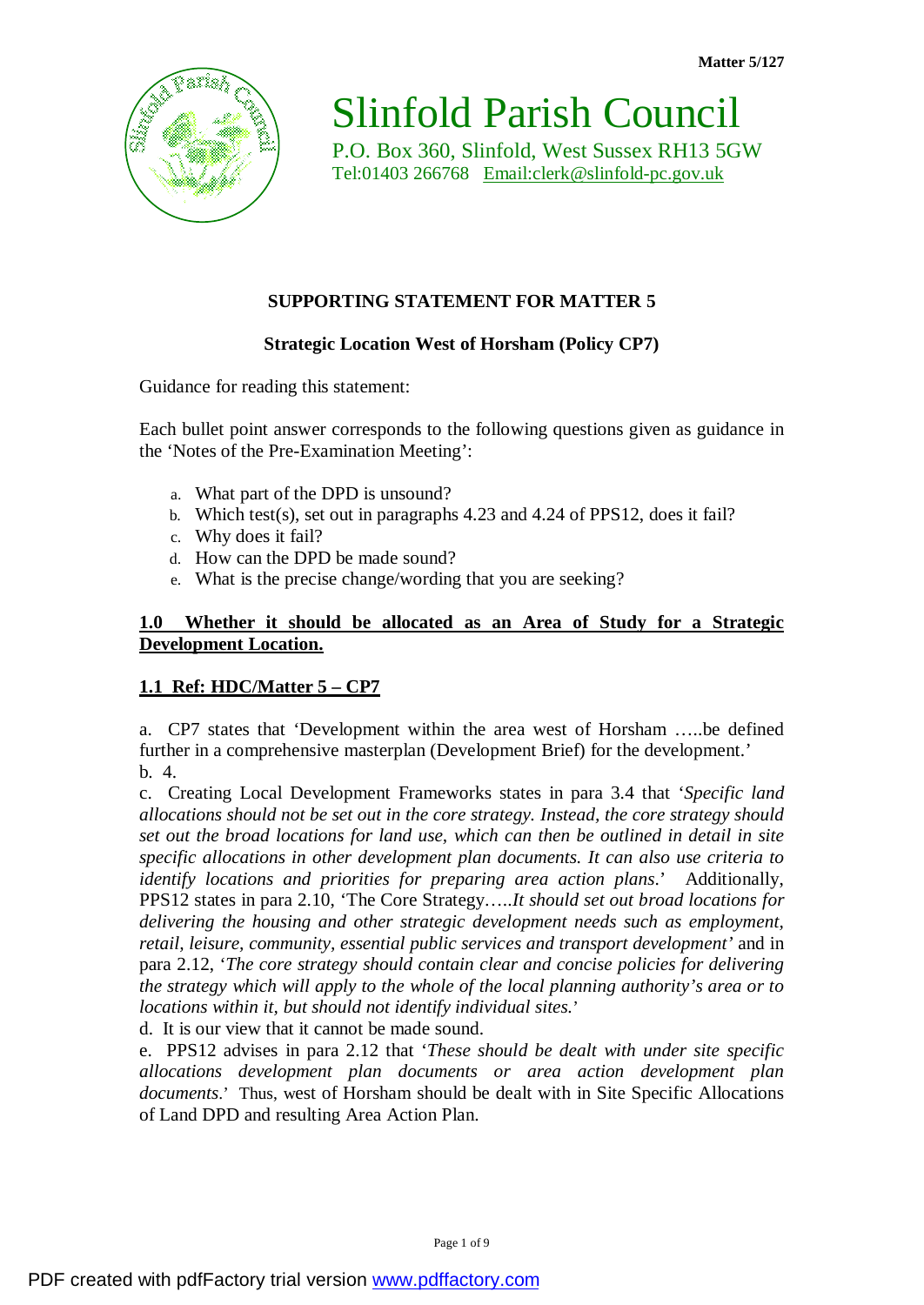Matter 5/127

# Slinfold Parish Council

P.O. Box 360, Slinfold, West Sussex RH13 5GW
Tel:01403 266768 Email:clerk@slinfold-pc.gov.uk

## SUPPORTING STATEMENT FOR MATTER 5

### Strategic Location West of Horsham (Policy CP7)

Guidance for reading this statement:

Each bullet point answer corresponds to the following questions given as guidance in the 'Notes of the Pre-Examination Meeting':

a. What part of the DPD is unsound?
b. Which test(s), set out in paragraphs 4.23 and 4.24 of PPS12, does it fail?
c. Why does it fail?
d. How can the DPD be made sound?
e. What is the precise change/wording that you are seeking?

**1.0 Whether it should be allocated as an Area of Study for a Strategic Development Location.**

**1.1 Ref: HDC/Matter 5 – CP7**

a. CP7 states that 'Development within the area west of Horsham …..be defined further in a comprehensive masterplan (Development Brief) for the development.'
b. 4.
c. Creating Local Development Frameworks states in para 3.4 that '*Specific land allocations should not be set out in the core strategy. Instead, the core strategy should set out the broad locations for land use, which can then be outlined in detail in site specific allocations in other development plan documents. It can also use criteria to identify locations and priorities for preparing area action plans*.' Additionally, PPS12 states in para 2.10, 'The Core Strategy…..*It should set out broad locations for delivering the housing and other strategic development needs such as employment, retail, leisure, community, essential public services and transport development'* and in para 2.12, '*The core strategy should contain clear and concise policies for delivering the strategy which will apply to the whole of the local planning authority's area or to locations within it, but should not identify individual sites.*'
d. It is our view that it cannot be made sound.
e. PPS12 advises in para 2.12 that '*These should be dealt with under site specific allocations development plan documents or area action development plan documents*.' Thus, west of Horsham should be dealt with in Site Specific Allocations of Land DPD and resulting Area Action Plan.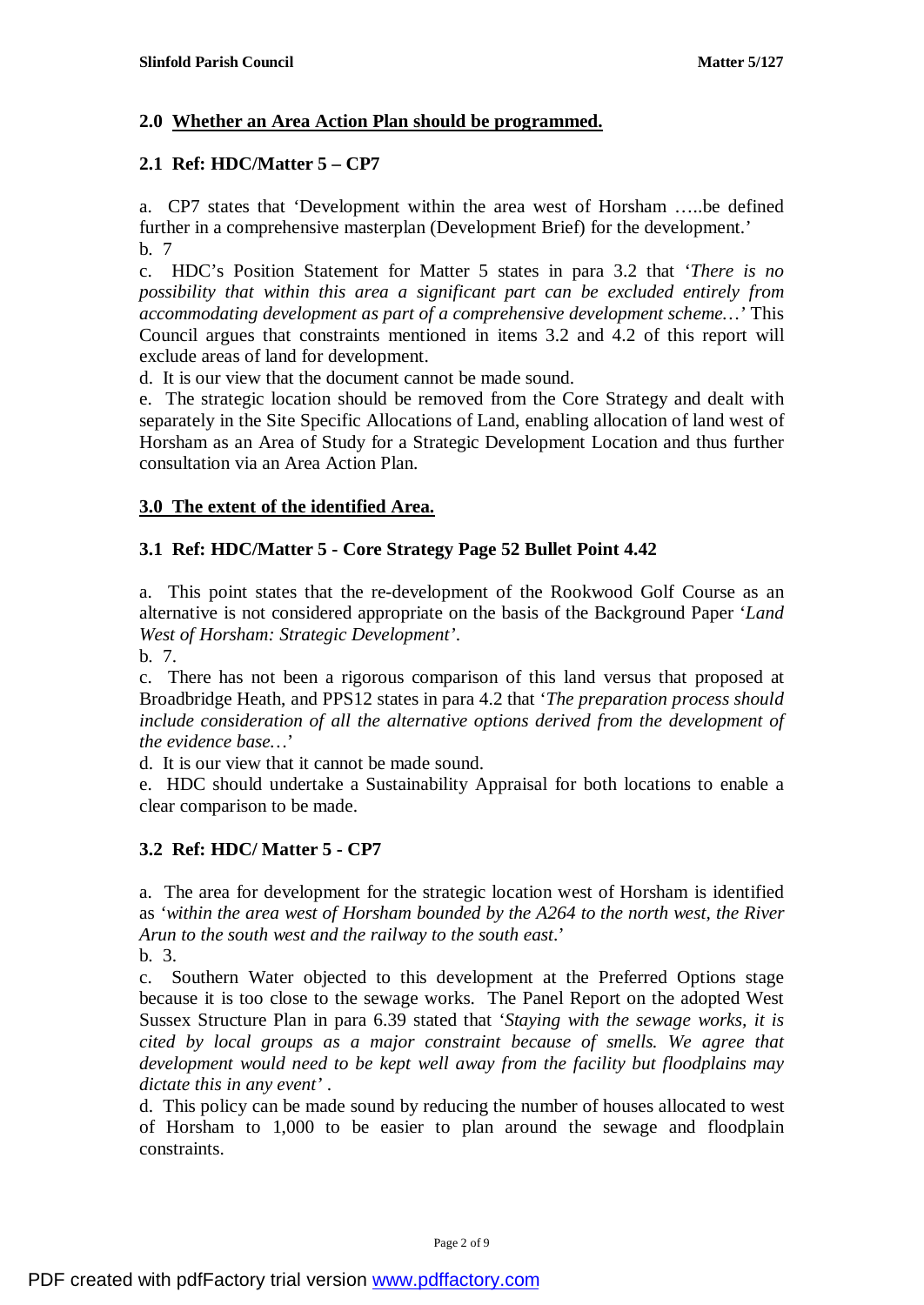## 2.0 Whether an Area Action Plan should be programmed.

### 2.1 Ref: HDC/Matter 5 – CP7

a. CP7 states that 'Development within the area west of Horsham …..be defined further in a comprehensive masterplan (Development Brief) for the development.'

b. 7

c. HDC's Position Statement for Matter 5 states in para 3.2 that '*There is no possibility that within this area a significant part can be excluded entirely from accommodating development as part of a comprehensive development scheme…*' This Council argues that constraints mentioned in items 3.2 and 4.2 of this report will exclude areas of land for development.

d. It is our view that the document cannot be made sound.

e. The strategic location should be removed from the Core Strategy and dealt with separately in the Site Specific Allocations of Land, enabling allocation of land west of Horsham as an Area of Study for a Strategic Development Location and thus further consultation via an Area Action Plan.

## 3.0 The extent of the identified Area.

### 3.1 Ref: HDC/Matter 5 - Core Strategy Page 52 Bullet Point 4.42

a. This point states that the re-development of the Rookwood Golf Course as an alternative is not considered appropriate on the basis of the Background Paper '*Land West of Horsham: Strategic Development*'.

b. 7.

c. There has not been a rigorous comparison of this land versus that proposed at Broadbridge Heath, and PPS12 states in para 4.2 that '*The preparation process should include consideration of all the alternative options derived from the development of the evidence base…*'

d. It is our view that it cannot be made sound.

e. HDC should undertake a Sustainability Appraisal for both locations to enable a clear comparison to be made.

### 3.2 Ref: HDC/ Matter 5 - CP7

a. The area for development for the strategic location west of Horsham is identified as '*within the area west of Horsham bounded by the A264 to the north west, the River Arun to the south west and the railway to the south east*.'

b. 3.

c. Southern Water objected to this development at the Preferred Options stage because it is too close to the sewage works. The Panel Report on the adopted West Sussex Structure Plan in para 6.39 stated that '*Staying with the sewage works, it is cited by local groups as a major constraint because of smells. We agree that development would need to be kept well away from the facility but floodplains may dictate this in any event*' .

d. This policy can be made sound by reducing the number of houses allocated to west of Horsham to 1,000 to be easier to plan around the sewage and floodplain constraints.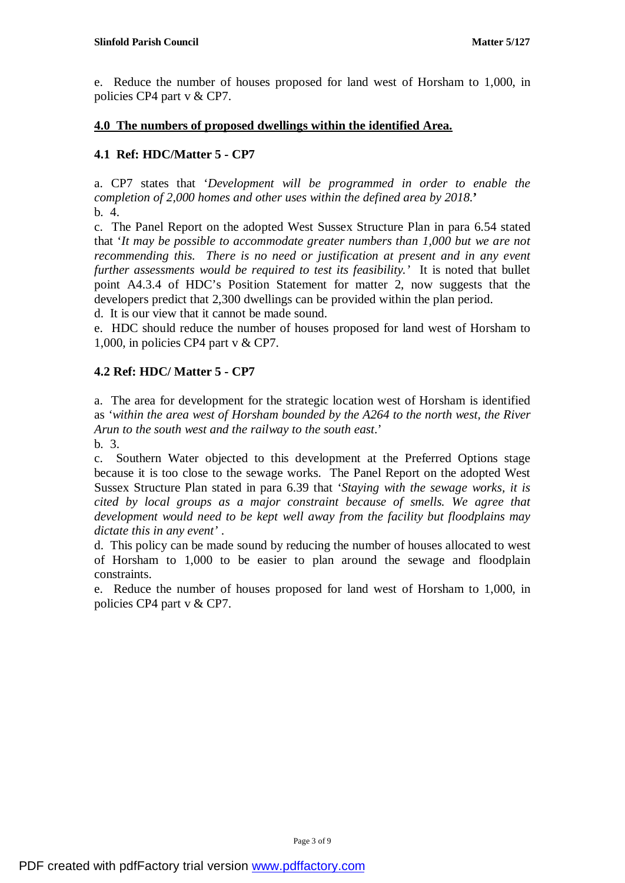e. Reduce the number of houses proposed for land west of Horsham to 1,000, in policies CP4 part v & CP7.

## **4.0 The numbers of proposed dwellings within the identified Area.**

### **4.1 Ref: HDC/Matter 5 - CP7**

a. CP7 states that '*Development will be programmed in order to enable the completion of 2,000 homes and other uses within the defined area by 2018.*'

b. 4.

c. The Panel Report on the adopted West Sussex Structure Plan in para 6.54 stated that '*It may be possible to accommodate greater numbers than 1,000 but we are not recommending this. There is no need or justification at present and in any event further assessments would be required to test its feasibility.*' It is noted that bullet point A4.3.4 of HDC's Position Statement for matter 2, now suggests that the developers predict that 2,300 dwellings can be provided within the plan period.

d. It is our view that it cannot be made sound.

e. HDC should reduce the number of houses proposed for land west of Horsham to 1,000, in policies CP4 part v & CP7.

### **4.2 Ref: HDC/ Matter 5 - CP7**

a. The area for development for the strategic location west of Horsham is identified as '*within the area west of Horsham bounded by the A264 to the north west, the River Arun to the south west and the railway to the south east*.'

b. 3.

c. Southern Water objected to this development at the Preferred Options stage because it is too close to the sewage works. The Panel Report on the adopted West Sussex Structure Plan stated in para 6.39 that '*Staying with the sewage works, it is cited by local groups as a major constraint because of smells. We agree that development would need to be kept well away from the facility but floodplains may dictate this in any event*' .

d. This policy can be made sound by reducing the number of houses allocated to west of Horsham to 1,000 to be easier to plan around the sewage and floodplain constraints.

e. Reduce the number of houses proposed for land west of Horsham to 1,000, in policies CP4 part v & CP7.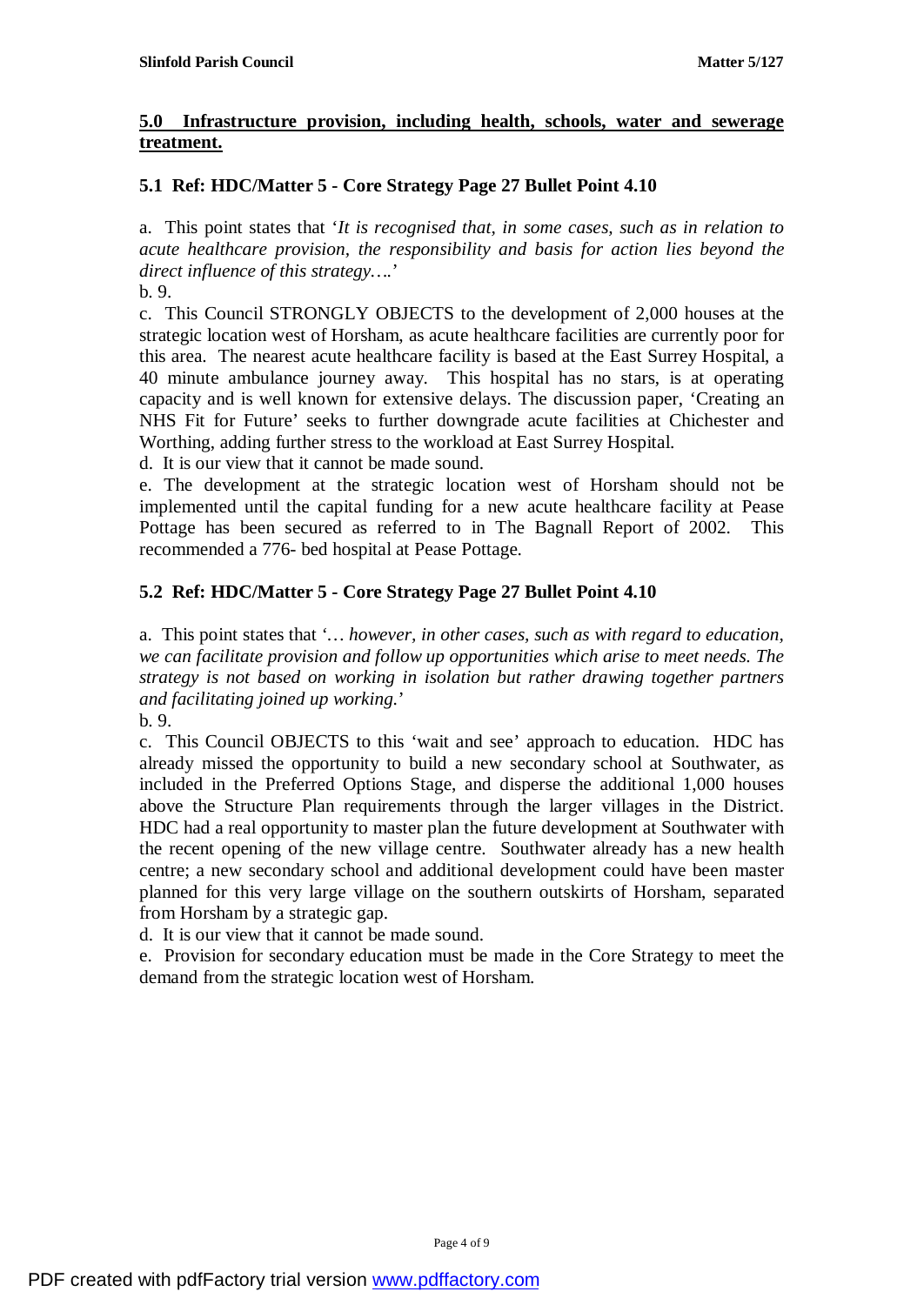## 5.0 Infrastructure provision, including health, schools, water and sewerage treatment.

### 5.1 Ref: HDC/Matter 5 - Core Strategy Page 27 Bullet Point 4.10

a. This point states that '*It is recognised that, in some cases, such as in relation to acute healthcare provision, the responsibility and basis for action lies beyond the direct influence of this strategy….*'

b. 9.

c. This Council STRONGLY OBJECTS to the development of 2,000 houses at the strategic location west of Horsham, as acute healthcare facilities are currently poor for this area. The nearest acute healthcare facility is based at the East Surrey Hospital, a 40 minute ambulance journey away. This hospital has no stars, is at operating capacity and is well known for extensive delays. The discussion paper, 'Creating an NHS Fit for Future' seeks to further downgrade acute facilities at Chichester and Worthing, adding further stress to the workload at East Surrey Hospital.

d. It is our view that it cannot be made sound.

e. The development at the strategic location west of Horsham should not be implemented until the capital funding for a new acute healthcare facility at Pease Pottage has been secured as referred to in The Bagnall Report of 2002. This recommended a 776- bed hospital at Pease Pottage.

### 5.2 Ref: HDC/Matter 5 - Core Strategy Page 27 Bullet Point 4.10

a. This point states that '*… however, in other cases, such as with regard to education, we can facilitate provision and follow up opportunities which arise to meet needs. The strategy is not based on working in isolation but rather drawing together partners and facilitating joined up working.*'

b. 9.

c. This Council OBJECTS to this 'wait and see' approach to education. HDC has already missed the opportunity to build a new secondary school at Southwater, as included in the Preferred Options Stage, and disperse the additional 1,000 houses above the Structure Plan requirements through the larger villages in the District. HDC had a real opportunity to master plan the future development at Southwater with the recent opening of the new village centre. Southwater already has a new health centre; a new secondary school and additional development could have been master planned for this very large village on the southern outskirts of Horsham, separated from Horsham by a strategic gap.

d. It is our view that it cannot be made sound.

e. Provision for secondary education must be made in the Core Strategy to meet the demand from the strategic location west of Horsham.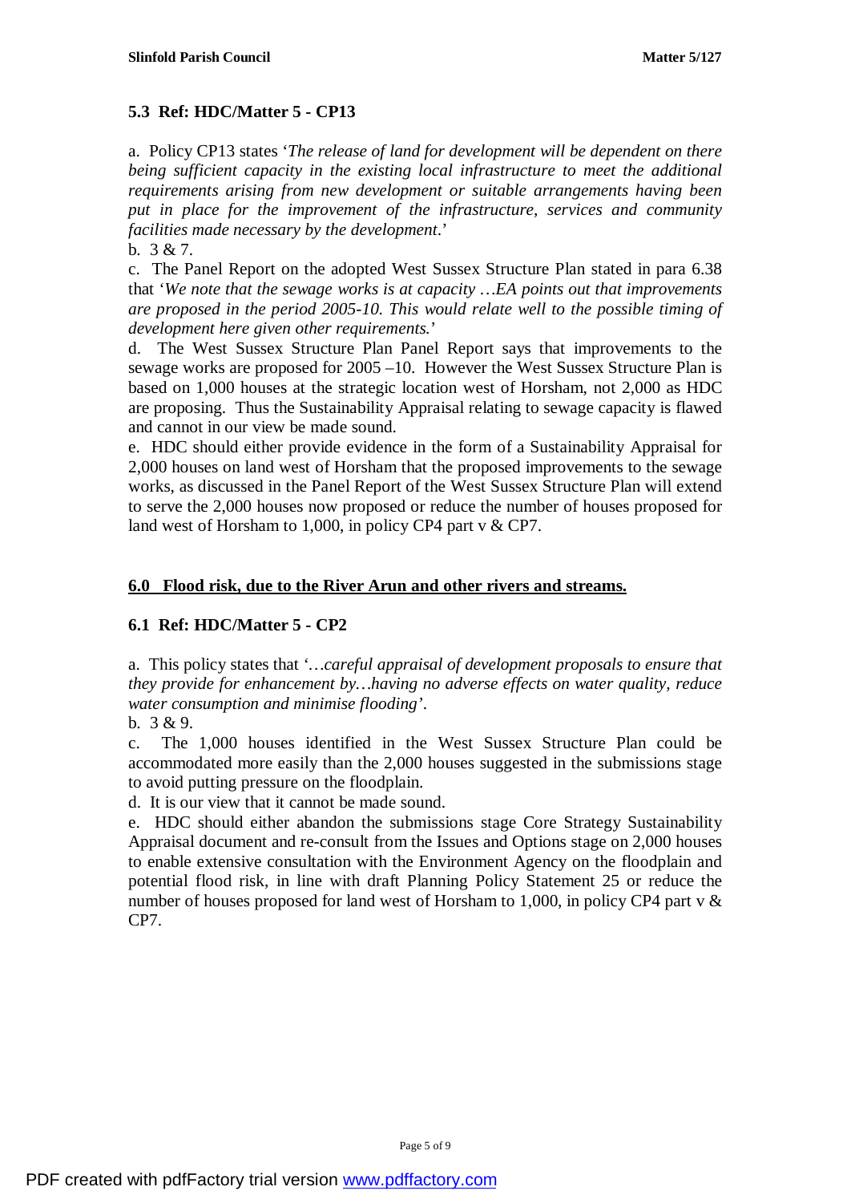### 5.3 Ref: HDC/Matter 5 - CP13

a. Policy CP13 states '*The release of land for development will be dependent on there being sufficient capacity in the existing local infrastructure to meet the additional requirements arising from new development or suitable arrangements having been put in place for the improvement of the infrastructure, services and community facilities made necessary by the development*.'

b. 3 & 7.

c. The Panel Report on the adopted West Sussex Structure Plan stated in para 6.38 that '*We note that the sewage works is at capacity …EA points out that improvements are proposed in the period 2005-10. This would relate well to the possible timing of development here given other requirements.*'

d. The West Sussex Structure Plan Panel Report says that improvements to the sewage works are proposed for 2005 –10. However the West Sussex Structure Plan is based on 1,000 houses at the strategic location west of Horsham, not 2,000 as HDC are proposing. Thus the Sustainability Appraisal relating to sewage capacity is flawed and cannot in our view be made sound.

e. HDC should either provide evidence in the form of a Sustainability Appraisal for 2,000 houses on land west of Horsham that the proposed improvements to the sewage works, as discussed in the Panel Report of the West Sussex Structure Plan will extend to serve the 2,000 houses now proposed or reduce the number of houses proposed for land west of Horsham to 1,000, in policy CP4 part v & CP7.

## 6.0 Flood risk, due to the River Arun and other rivers and streams.

### 6.1 Ref: HDC/Matter 5 - CP2

a. This policy states that '*…careful appraisal of development proposals to ensure that they provide for enhancement by…having no adverse effects on water quality, reduce water consumption and minimise flooding*'.

b. 3 & 9.

c. The 1,000 houses identified in the West Sussex Structure Plan could be accommodated more easily than the 2,000 houses suggested in the submissions stage to avoid putting pressure on the floodplain.

d. It is our view that it cannot be made sound.

e. HDC should either abandon the submissions stage Core Strategy Sustainability Appraisal document and re-consult from the Issues and Options stage on 2,000 houses to enable extensive consultation with the Environment Agency on the floodplain and potential flood risk, in line with draft Planning Policy Statement 25 or reduce the number of houses proposed for land west of Horsham to 1,000, in policy CP4 part v & CP7.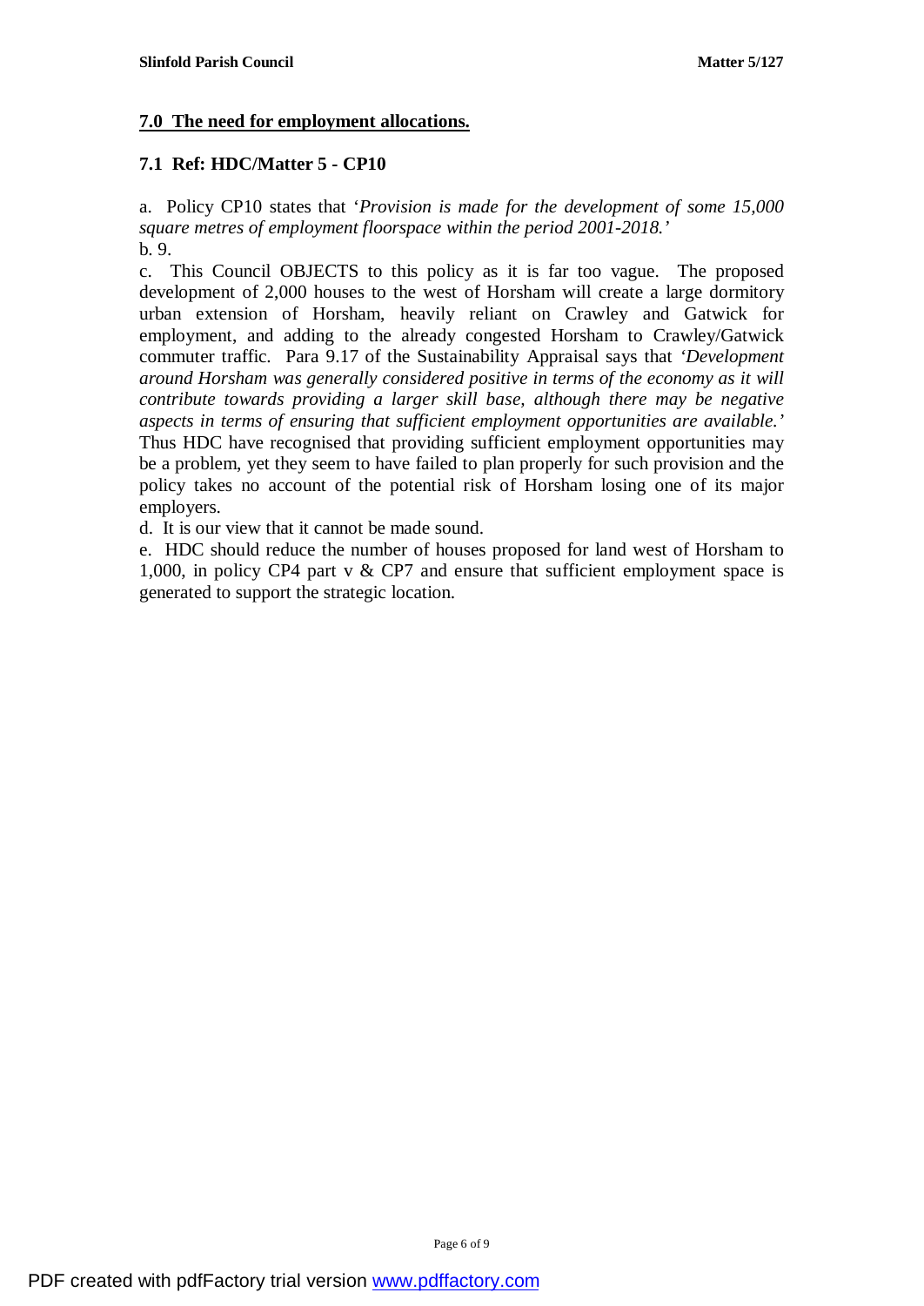## 7.0 The need for employment allocations.

### 7.1 Ref: HDC/Matter 5 - CP10

a. Policy CP10 states that '*Provision is made for the development of some 15,000 square metres of employment floorspace within the period 2001-2018.*'

b. 9.

c. This Council OBJECTS to this policy as it is far too vague. The proposed development of 2,000 houses to the west of Horsham will create a large dormitory urban extension of Horsham, heavily reliant on Crawley and Gatwick for employment, and adding to the already congested Horsham to Crawley/Gatwick commuter traffic. Para 9.17 of the Sustainability Appraisal says that '*Development around Horsham was generally considered positive in terms of the economy as it will contribute towards providing a larger skill base, although there may be negative aspects in terms of ensuring that sufficient employment opportunities are available.*' Thus HDC have recognised that providing sufficient employment opportunities may be a problem, yet they seem to have failed to plan properly for such provision and the policy takes no account of the potential risk of Horsham losing one of its major employers.

d. It is our view that it cannot be made sound.

e. HDC should reduce the number of houses proposed for land west of Horsham to 1,000, in policy CP4 part v & CP7 and ensure that sufficient employment space is generated to support the strategic location.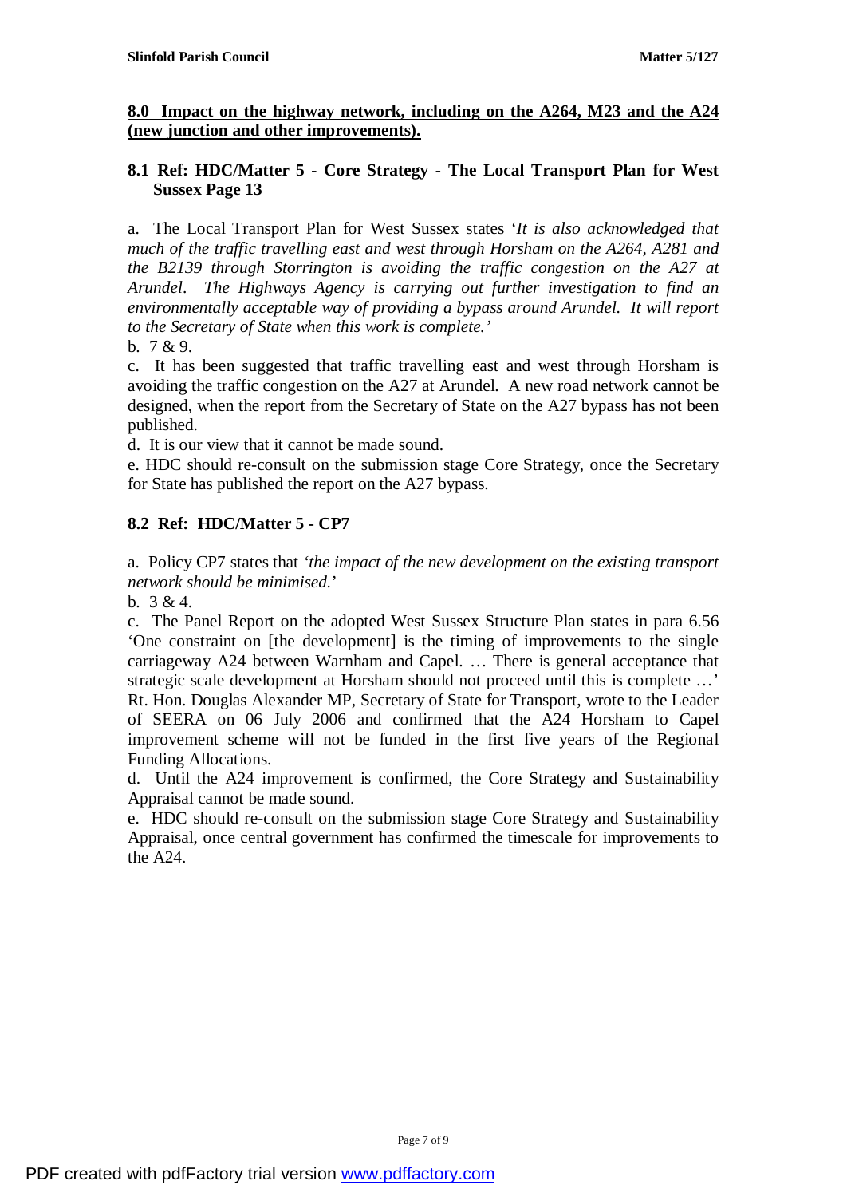## 8.0 Impact on the highway network, including on the A264, M23 and the A24 (new junction and other improvements).

### 8.1 Ref: HDC/Matter 5 - Core Strategy - The Local Transport Plan for West Sussex Page 13

a. The Local Transport Plan for West Sussex states '*It is also acknowledged that much of the traffic travelling east and west through Horsham on the A264, A281 and the B2139 through Storrington is avoiding the traffic congestion on the A27 at Arundel. The Highways Agency is carrying out further investigation to find an environmentally acceptable way of providing a bypass around Arundel. It will report to the Secretary of State when this work is complete.*'

b. 7 & 9.

c. It has been suggested that traffic travelling east and west through Horsham is avoiding the traffic congestion on the A27 at Arundel. A new road network cannot be designed, when the report from the Secretary of State on the A27 bypass has not been published.

d. It is our view that it cannot be made sound.

e. HDC should re-consult on the submission stage Core Strategy, once the Secretary for State has published the report on the A27 bypass.

### 8.2 Ref: HDC/Matter 5 - CP7

a. Policy CP7 states that '*the impact of the new development on the existing transport network should be minimised.*'

b. 3 & 4.

c. The Panel Report on the adopted West Sussex Structure Plan states in para 6.56 'One constraint on [the development] is the timing of improvements to the single carriageway A24 between Warnham and Capel. … There is general acceptance that strategic scale development at Horsham should not proceed until this is complete …' Rt. Hon. Douglas Alexander MP, Secretary of State for Transport, wrote to the Leader of SEERA on 06 July 2006 and confirmed that the A24 Horsham to Capel improvement scheme will not be funded in the first five years of the Regional Funding Allocations.

d. Until the A24 improvement is confirmed, the Core Strategy and Sustainability Appraisal cannot be made sound.

e. HDC should re-consult on the submission stage Core Strategy and Sustainability Appraisal, once central government has confirmed the timescale for improvements to the A24.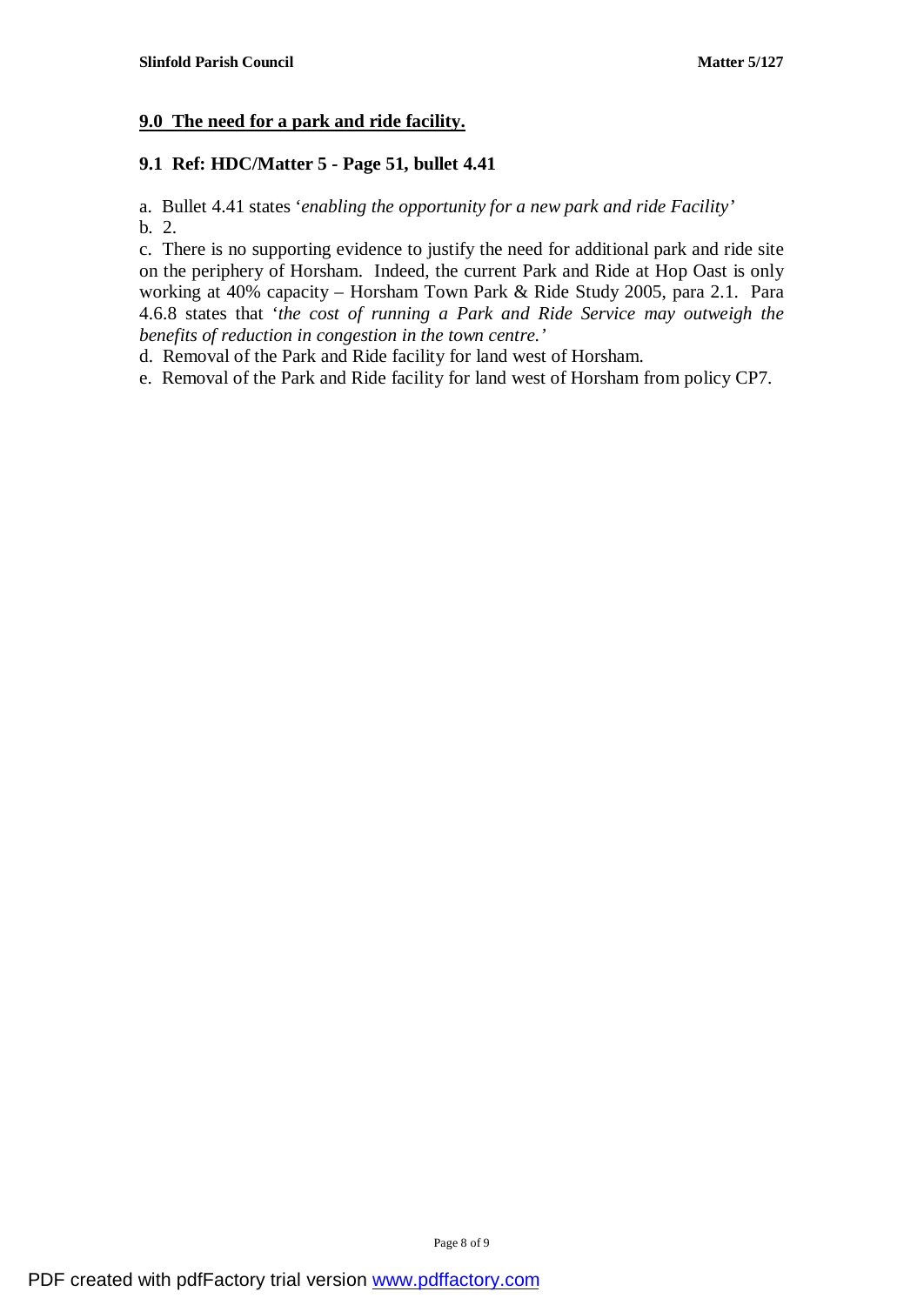## 9.0 The need for a park and ride facility.

### 9.1 Ref: HDC/Matter 5 - Page 51, bullet 4.41

a. Bullet 4.41 states '*enabling the opportunity for a new park and ride Facility*'

b. 2.

c. There is no supporting evidence to justify the need for additional park and ride site on the periphery of Horsham. Indeed, the current Park and Ride at Hop Oast is only working at 40% capacity – Horsham Town Park & Ride Study 2005, para 2.1. Para 4.6.8 states that '*the cost of running a Park and Ride Service may outweigh the benefits of reduction in congestion in the town centre.*'

d. Removal of the Park and Ride facility for land west of Horsham.

e. Removal of the Park and Ride facility for land west of Horsham from policy CP7.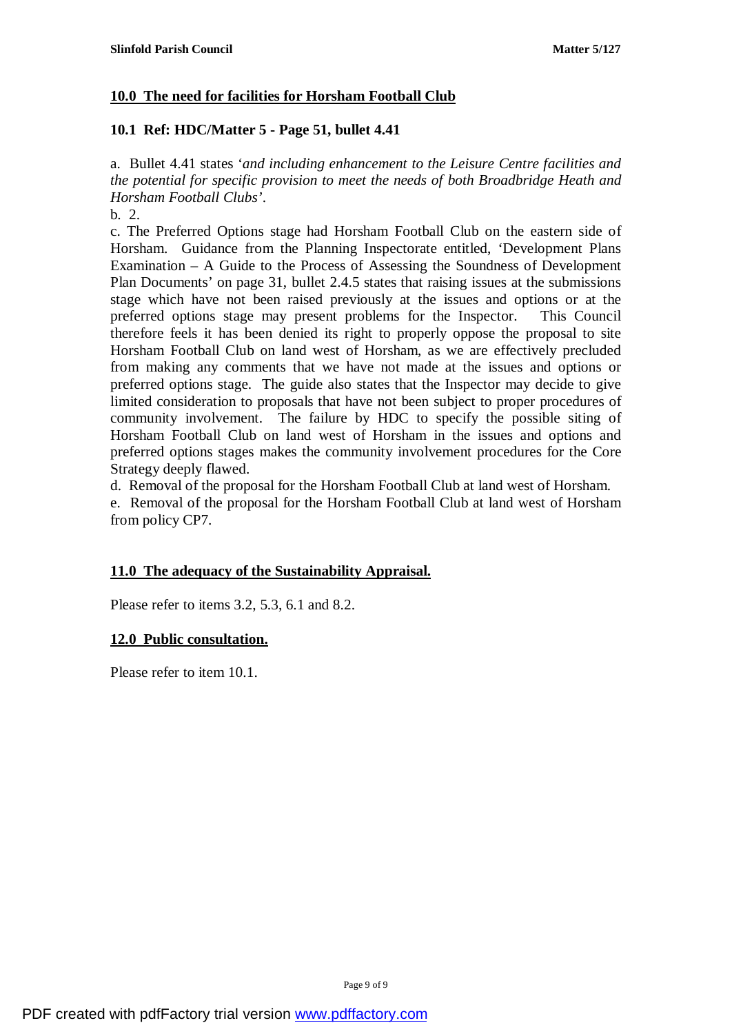## 10.0 The need for facilities for Horsham Football Club

### 10.1 Ref: HDC/Matter 5 - Page 51, bullet 4.41

a. Bullet 4.41 states '*and including enhancement to the Leisure Centre facilities and the potential for specific provision to meet the needs of both Broadbridge Heath and Horsham Football Clubs'*.

b. 2.

c. The Preferred Options stage had Horsham Football Club on the eastern side of Horsham. Guidance from the Planning Inspectorate entitled, 'Development Plans Examination – A Guide to the Process of Assessing the Soundness of Development Plan Documents' on page 31, bullet 2.4.5 states that raising issues at the submissions stage which have not been raised previously at the issues and options or at the preferred options stage may present problems for the Inspector. This Council therefore feels it has been denied its right to properly oppose the proposal to site Horsham Football Club on land west of Horsham, as we are effectively precluded from making any comments that we have not made at the issues and options or preferred options stage. The guide also states that the Inspector may decide to give limited consideration to proposals that have not been subject to proper procedures of community involvement. The failure by HDC to specify the possible siting of Horsham Football Club on land west of Horsham in the issues and options and preferred options stages makes the community involvement procedures for the Core Strategy deeply flawed.

d. Removal of the proposal for the Horsham Football Club at land west of Horsham.

e. Removal of the proposal for the Horsham Football Club at land west of Horsham from policy CP7.

## 11.0 The adequacy of the Sustainability Appraisal.

Please refer to items 3.2, 5.3, 6.1 and 8.2.

## 12.0 Public consultation.

Please refer to item 10.1.